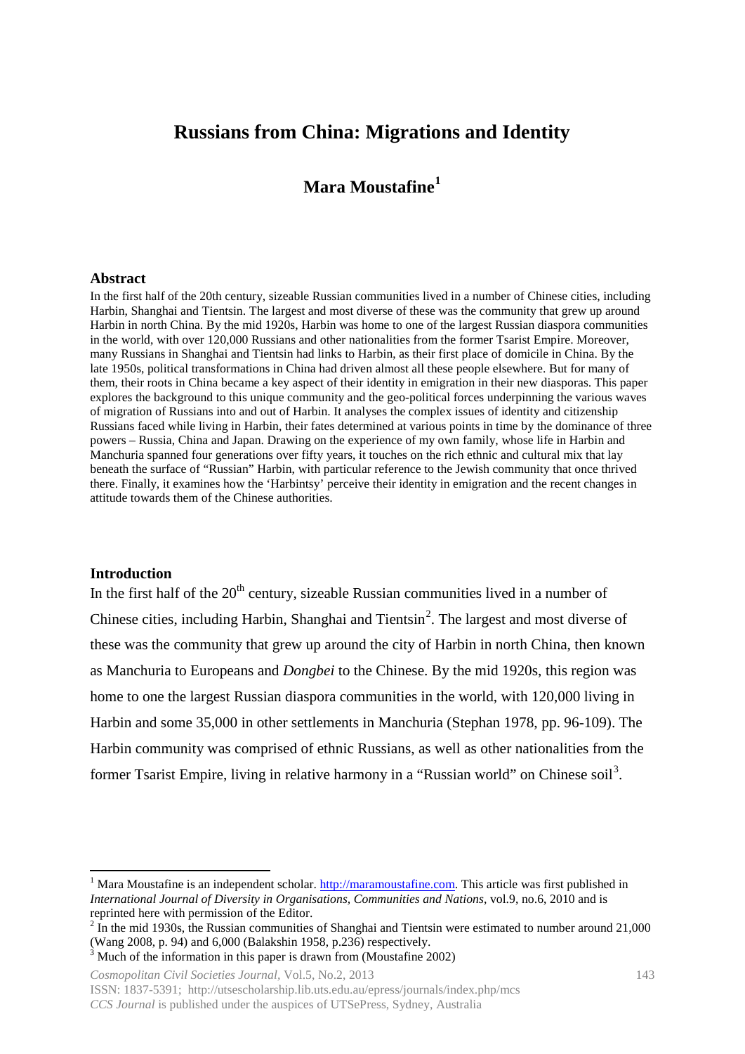# Russians from China: Migrations and Identity

## Mara Moustafine[1]

### Abstract

In the first half of the 20th century, sizeable Russian communities lived in a number of Chinese cities, including Harbin, Shanghai and Tientsin. The largest and most diverse of these was the community that grew up around Harbin in north China. By the mid 1920s, Harbin was home to one of the largest Russian diaspora communities in the world, with over 120,000 Russians and other nationalities from the former Tsarist Empire. Moreover, many Russians in Shanghai and Tientsin had links to Harbin, as their first place of domicile in China. By the late 1950s, political transformations in China had driven almost all these people elsewhere. But for many of them, their roots in China became a key aspect of their identity in emigration in their new diasporas. This paper explores the background to this unique community and the geo-political forces underpinning the various waves of migration of Russians into and out of Harbin. It analyses the complex issues of identity and citizenship Russians faced while living in Harbin, their fates determined at various points in time by the dominance of three powers – Russia, China and Japan. Drawing on the experience of my own family, whose life in Harbin and Manchuria spanned four generations over fifty years, it touches on the rich ethnic and cultural mix that lay beneath the surface of "Russian" Harbin, with particular reference to the Jewish community that once thrived there. Finally, it examines how the 'Harbintsy' perceive their identity in emigration and the recent changes in attitude towards them of the Chinese authorities.

### Introduction

In the first half of the 20th century, sizeable Russian communities lived in a number of Chinese cities, including Harbin, Shanghai and Tientsin[2]. The largest and most diverse of these was the community that grew up around the city of Harbin in north China, then known as Manchuria to Europeans and *Dongbei* to the Chinese. By the mid 1920s, this region was home to one the largest Russian diaspora communities in the world, with 120,000 living in Harbin and some 35,000 in other settlements in Manchuria (Stephan 1978, pp. 96-109). The Harbin community was comprised of ethnic Russians, as well as other nationalities from the former Tsarist Empire, living in relative harmony in a "Russian world" on Chinese soil[3].

---

[1] Mara Moustafine is an independent scholar. http://maramoustafine.com. This article was first published in *International Journal of Diversity in Organisations, Communities and Nations*, vol.9, no.6, 2010 and is reprinted here with permission of the Editor.

[2] In the mid 1930s, the Russian communities of Shanghai and Tientsin were estimated to number around 21,000 (Wang 2008, p. 94) and 6,000 (Balakshin 1958, p.236) respectively.

[3] Much of the information in this paper is drawn from (Moustafine 2002)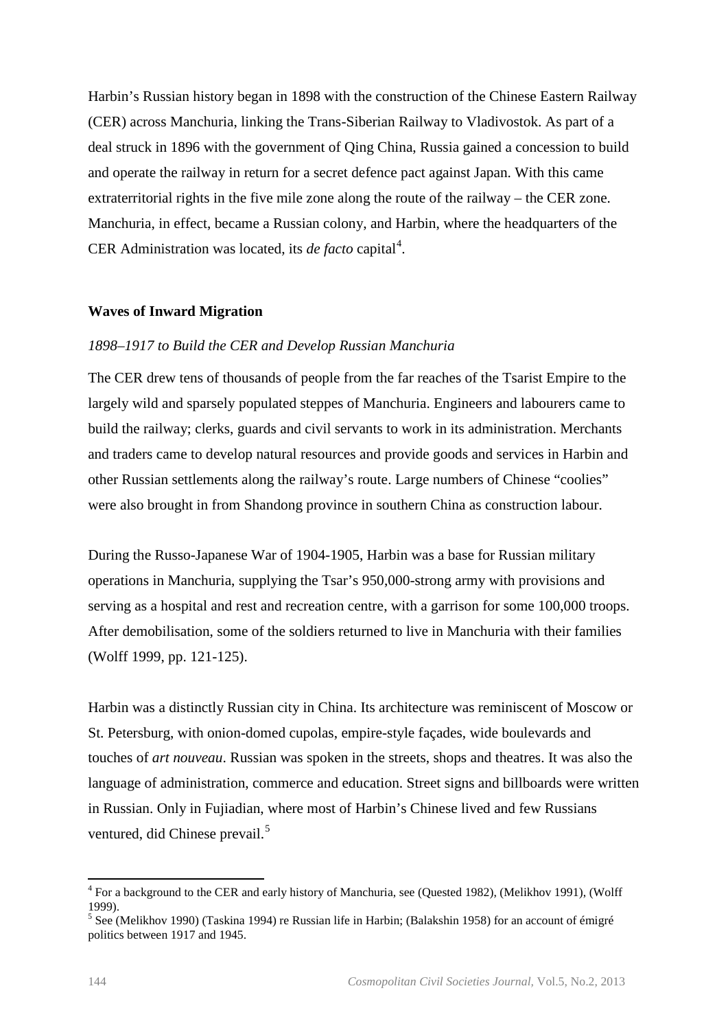Harbin's Russian history began in 1898 with the construction of the Chinese Eastern Railway (CER) across Manchuria, linking the Trans-Siberian Railway to Vladivostok. As part of a deal struck in 1896 with the government of Qing China, Russia gained a concession to build and operate the railway in return for a secret defence pact against Japan. With this came extraterritorial rights in the five mile zone along the route of the railway – the CER zone. Manchuria, in effect, became a Russian colony, and Harbin, where the headquarters of the CER Administration was located, its *de facto* capital[4].

## Waves of Inward Migration

### *1898–1917 to Build the CER and Develop Russian Manchuria*

The CER drew tens of thousands of people from the far reaches of the Tsarist Empire to the largely wild and sparsely populated steppes of Manchuria. Engineers and labourers came to build the railway; clerks, guards and civil servants to work in its administration. Merchants and traders came to develop natural resources and provide goods and services in Harbin and other Russian settlements along the railway's route. Large numbers of Chinese "coolies" were also brought in from Shandong province in southern China as construction labour.

During the Russo-Japanese War of 1904-1905, Harbin was a base for Russian military operations in Manchuria, supplying the Tsar's 950,000-strong army with provisions and serving as a hospital and rest and recreation centre, with a garrison for some 100,000 troops. After demobilisation, some of the soldiers returned to live in Manchuria with their families (Wolff 1999, pp. 121-125).

Harbin was a distinctly Russian city in China. Its architecture was reminiscent of Moscow or St. Petersburg, with onion-domed cupolas, empire-style façades, wide boulevards and touches of *art nouveau*. Russian was spoken in the streets, shops and theatres. It was also the language of administration, commerce and education. Street signs and billboards were written in Russian. Only in Fujiadian, where most of Harbin's Chinese lived and few Russians ventured, did Chinese prevail.[5]

---

[4] For a background to the CER and early history of Manchuria, see (Quested 1982), (Melikhov 1991), (Wolff 1999).

[5] See (Melikhov 1990) (Taskina 1994) re Russian life in Harbin; (Balakshin 1958) for an account of émigré politics between 1917 and 1945.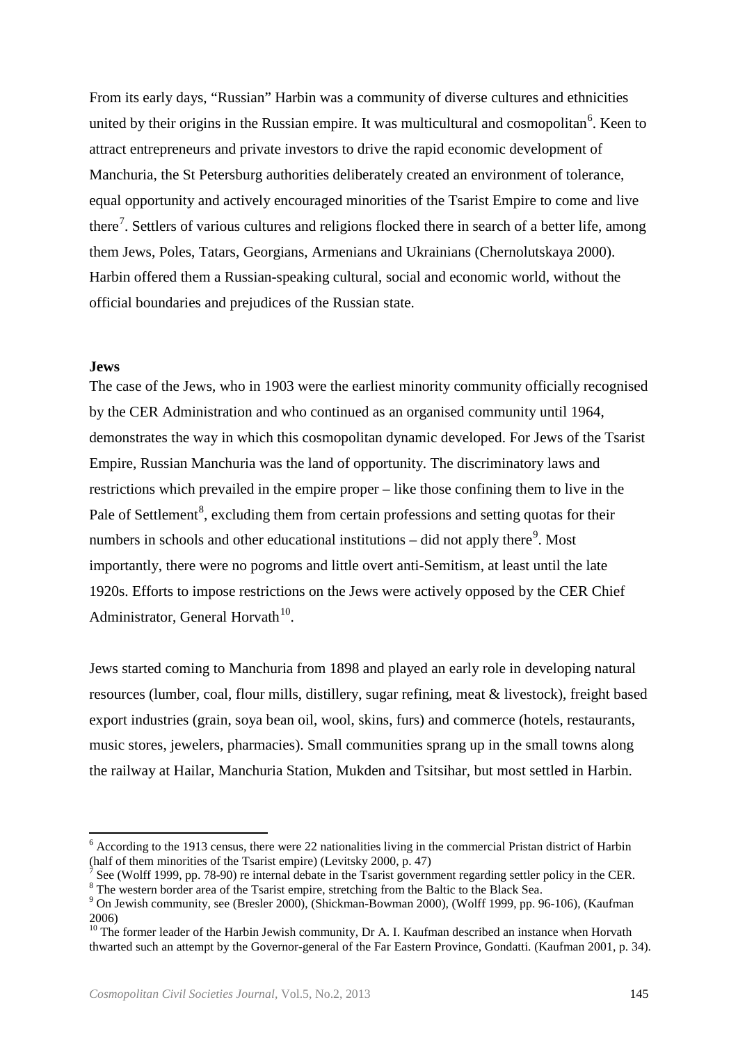From its early days, “Russian” Harbin was a community of diverse cultures and ethnicities united by their origins in the Russian empire. It was multicultural and cosmopolitan[6]. Keen to attract entrepreneurs and private investors to drive the rapid economic development of Manchuria, the St Petersburg authorities deliberately created an environment of tolerance, equal opportunity and actively encouraged minorities of the Tsarist Empire to come and live there[7]. Settlers of various cultures and religions flocked there in search of a better life, among them Jews, Poles, Tatars, Georgians, Armenians and Ukrainians (Chernolutskaya 2000). Harbin offered them a Russian-speaking cultural, social and economic world, without the official boundaries and prejudices of the Russian state.

**Jews**

The case of the Jews, who in 1903 were the earliest minority community officially recognised by the CER Administration and who continued as an organised community until 1964, demonstrates the way in which this cosmopolitan dynamic developed. For Jews of the Tsarist Empire, Russian Manchuria was the land of opportunity. The discriminatory laws and restrictions which prevailed in the empire proper – like those confining them to live in the Pale of Settlement[8], excluding them from certain professions and setting quotas for their numbers in schools and other educational institutions – did not apply there[9]. Most importantly, there were no pogroms and little overt anti-Semitism, at least until the late 1920s. Efforts to impose restrictions on the Jews were actively opposed by the CER Chief Administrator, General Horvath[10].

Jews started coming to Manchuria from 1898 and played an early role in developing natural resources (lumber, coal, flour mills, distillery, sugar refining, meat & livestock), freight based export industries (grain, soya bean oil, wool, skins, furs) and commerce (hotels, restaurants, music stores, jewelers, pharmacies). Small communities sprang up in the small towns along the railway at Hailar, Manchuria Station, Mukden and Tsitsihar, but most settled in Harbin.

---

[6] According to the 1913 census, there were 22 nationalities living in the commercial Pristan district of Harbin (half of them minorities of the Tsarist empire) (Levitsky 2000, p. 47)

[7] See (Wolff 1999, pp. 78-90) re internal debate in the Tsarist government regarding settler policy in the CER.

[8] The western border area of the Tsarist empire, stretching from the Baltic to the Black Sea.

[9] On Jewish community, see (Bresler 2000), (Shickman-Bowman 2000), (Wolff 1999, pp. 96-106), (Kaufman 2006)

[10] The former leader of the Harbin Jewish community, Dr A. I. Kaufman described an instance when Horvath thwarted such an attempt by the Governor-general of the Far Eastern Province, Gondatti. (Kaufman 2001, p. 34).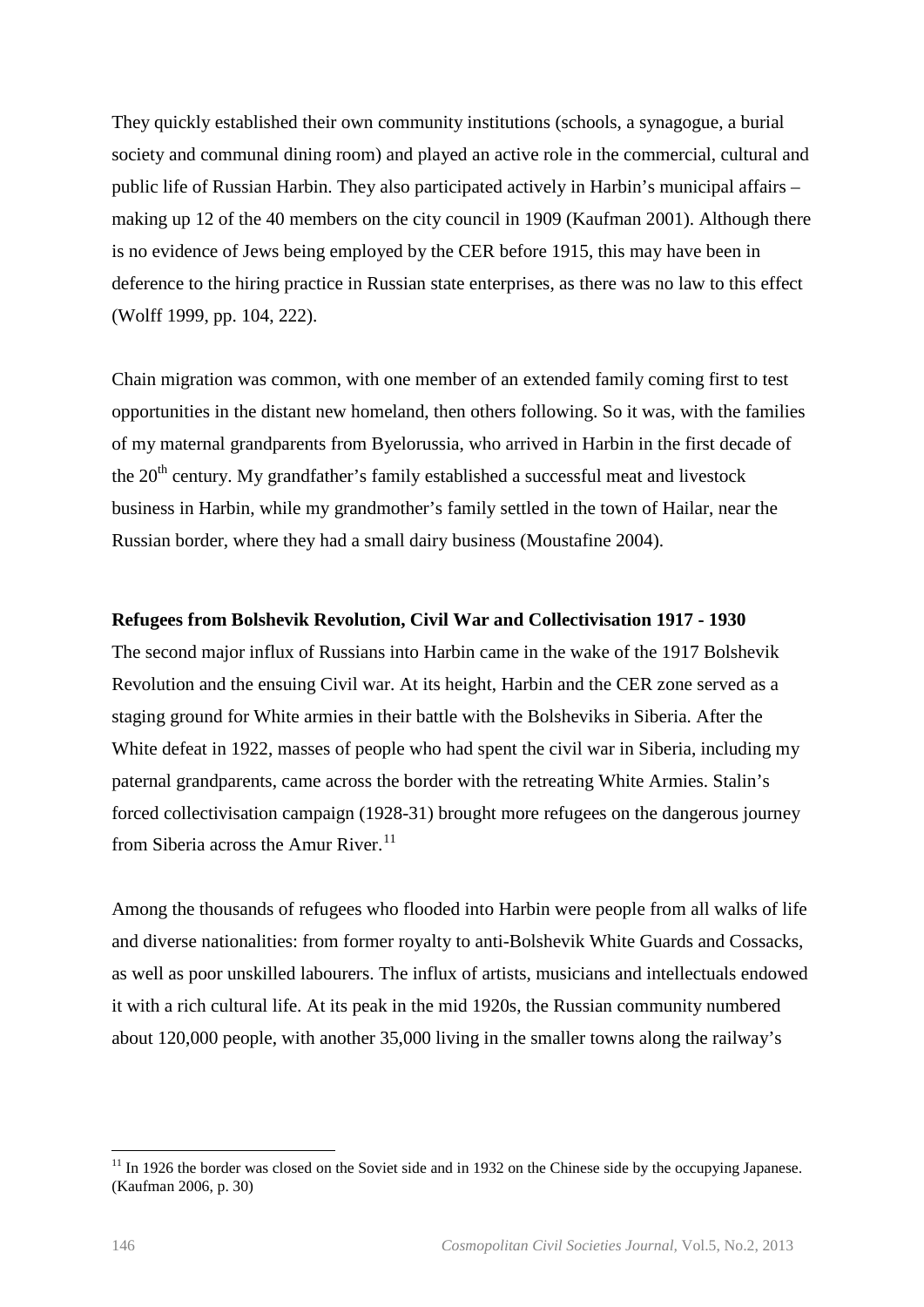They quickly established their own community institutions (schools, a synagogue, a burial society and communal dining room) and played an active role in the commercial, cultural and public life of Russian Harbin. They also participated actively in Harbin's municipal affairs – making up 12 of the 40 members on the city council in 1909 (Kaufman 2001). Although there is no evidence of Jews being employed by the CER before 1915, this may have been in deference to the hiring practice in Russian state enterprises, as there was no law to this effect (Wolff 1999, pp. 104, 222).

Chain migration was common, with one member of an extended family coming first to test opportunities in the distant new homeland, then others following. So it was, with the families of my maternal grandparents from Byelorussia, who arrived in Harbin in the first decade of the 20th century. My grandfather's family established a successful meat and livestock business in Harbin, while my grandmother's family settled in the town of Hailar, near the Russian border, where they had a small dairy business (Moustafine 2004).

**Refugees from Bolshevik Revolution, Civil War and Collectivisation 1917 - 1930**

The second major influx of Russians into Harbin came in the wake of the 1917 Bolshevik Revolution and the ensuing Civil war. At its height, Harbin and the CER zone served as a staging ground for White armies in their battle with the Bolsheviks in Siberia. After the White defeat in 1922, masses of people who had spent the civil war in Siberia, including my paternal grandparents, came across the border with the retreating White Armies. Stalin's forced collectivisation campaign (1928-31) brought more refugees on the dangerous journey from Siberia across the Amur River.[11]

Among the thousands of refugees who flooded into Harbin were people from all walks of life and diverse nationalities: from former royalty to anti-Bolshevik White Guards and Cossacks, as well as poor unskilled labourers. The influx of artists, musicians and intellectuals endowed it with a rich cultural life. At its peak in the mid 1920s, the Russian community numbered about 120,000 people, with another 35,000 living in the smaller towns along the railway's

[11] In 1926 the border was closed on the Soviet side and in 1932 on the Chinese side by the occupying Japanese. (Kaufman 2006, p. 30)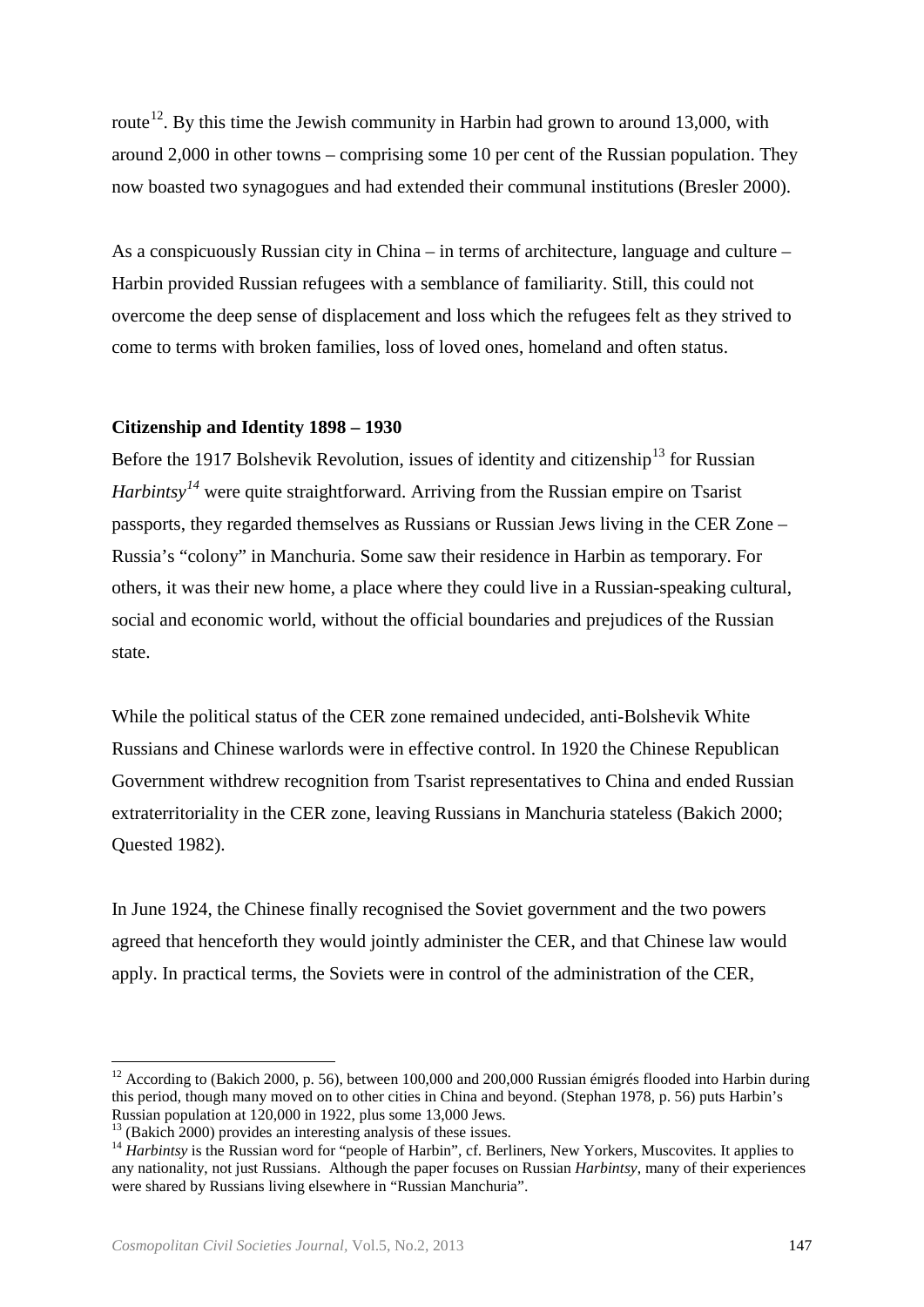route[12]. By this time the Jewish community in Harbin had grown to around 13,000, with around 2,000 in other towns – comprising some 10 per cent of the Russian population. They now boasted two synagogues and had extended their communal institutions (Bresler 2000).

As a conspicuously Russian city in China – in terms of architecture, language and culture – Harbin provided Russian refugees with a semblance of familiarity. Still, this could not overcome the deep sense of displacement and loss which the refugees felt as they strived to come to terms with broken families, loss of loved ones, homeland and often status.

## Citizenship and Identity 1898 – 1930

Before the 1917 Bolshevik Revolution, issues of identity and citizenship[13] for Russian *Harbintsy*[14] were quite straightforward. Arriving from the Russian empire on Tsarist passports, they regarded themselves as Russians or Russian Jews living in the CER Zone – Russia's "colony" in Manchuria. Some saw their residence in Harbin as temporary. For others, it was their new home, a place where they could live in a Russian-speaking cultural, social and economic world, without the official boundaries and prejudices of the Russian state.

While the political status of the CER zone remained undecided, anti-Bolshevik White Russians and Chinese warlords were in effective control. In 1920 the Chinese Republican Government withdrew recognition from Tsarist representatives to China and ended Russian extraterritoriality in the CER zone, leaving Russians in Manchuria stateless (Bakich 2000; Quested 1982).

In June 1924, the Chinese finally recognised the Soviet government and the two powers agreed that henceforth they would jointly administer the CER, and that Chinese law would apply. In practical terms, the Soviets were in control of the administration of the CER,

---

[12] According to (Bakich 2000, p. 56), between 100,000 and 200,000 Russian émigrés flooded into Harbin during this period, though many moved on to other cities in China and beyond. (Stephan 1978, p. 56) puts Harbin's Russian population at 120,000 in 1922, plus some 13,000 Jews.

[13] (Bakich 2000) provides an interesting analysis of these issues.

[14] *Harbintsy* is the Russian word for "people of Harbin", cf. Berliners, New Yorkers, Muscovites. It applies to any nationality, not just Russians. Although the paper focuses on Russian *Harbintsy*, many of their experiences were shared by Russians living elsewhere in "Russian Manchuria".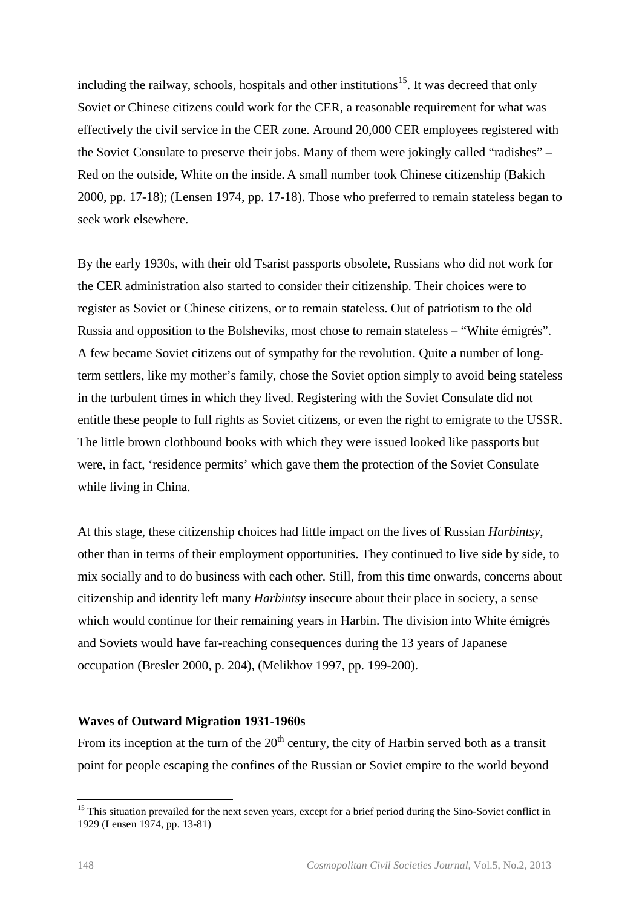including the railway, schools, hospitals and other institutions[15]. It was decreed that only Soviet or Chinese citizens could work for the CER, a reasonable requirement for what was effectively the civil service in the CER zone. Around 20,000 CER employees registered with the Soviet Consulate to preserve their jobs. Many of them were jokingly called "radishes" – Red on the outside, White on the inside. A small number took Chinese citizenship (Bakich 2000, pp. 17-18); (Lensen 1974, pp. 17-18). Those who preferred to remain stateless began to seek work elsewhere.

By the early 1930s, with their old Tsarist passports obsolete, Russians who did not work for the CER administration also started to consider their citizenship. Their choices were to register as Soviet or Chinese citizens, or to remain stateless. Out of patriotism to the old Russia and opposition to the Bolsheviks, most chose to remain stateless – "White émigrés". A few became Soviet citizens out of sympathy for the revolution. Quite a number of long-term settlers, like my mother's family, chose the Soviet option simply to avoid being stateless in the turbulent times in which they lived. Registering with the Soviet Consulate did not entitle these people to full rights as Soviet citizens, or even the right to emigrate to the USSR. The little brown clothbound books with which they were issued looked like passports but were, in fact, 'residence permits' which gave them the protection of the Soviet Consulate while living in China.

At this stage, these citizenship choices had little impact on the lives of Russian *Harbintsy*, other than in terms of their employment opportunities. They continued to live side by side, to mix socially and to do business with each other. Still, from this time onwards, concerns about citizenship and identity left many *Harbintsy* insecure about their place in society, a sense which would continue for their remaining years in Harbin. The division into White émigrés and Soviets would have far-reaching consequences during the 13 years of Japanese occupation (Bresler 2000, p. 204), (Melikhov 1997, pp. 199-200).

**Waves of Outward Migration 1931-1960s**

From its inception at the turn of the 20th century, the city of Harbin served both as a transit point for people escaping the confines of the Russian or Soviet empire to the world beyond

[15] This situation prevailed for the next seven years, except for a brief period during the Sino-Soviet conflict in 1929 (Lensen 1974, pp. 13-81)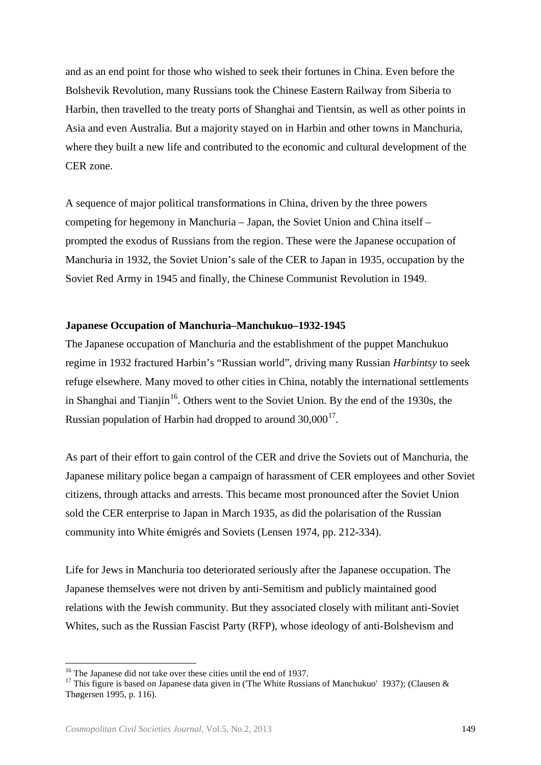and as an end point for those who wished to seek their fortunes in China. Even before the Bolshevik Revolution, many Russians took the Chinese Eastern Railway from Siberia to Harbin, then travelled to the treaty ports of Shanghai and Tientsin, as well as other points in Asia and even Australia. But a majority stayed on in Harbin and other towns in Manchuria, where they built a new life and contributed to the economic and cultural development of the CER zone.

A sequence of major political transformations in China, driven by the three powers competing for hegemony in Manchuria – Japan, the Soviet Union and China itself – prompted the exodus of Russians from the region. These were the Japanese occupation of Manchuria in 1932, the Soviet Union's sale of the CER to Japan in 1935, occupation by the Soviet Red Army in 1945 and finally, the Chinese Communist Revolution in 1949.

**Japanese Occupation of Manchuria–Manchukuo–1932-1945**

The Japanese occupation of Manchuria and the establishment of the puppet Manchukuo regime in 1932 fractured Harbin's "Russian world", driving many Russian *Harbintsy* to seek refuge elsewhere. Many moved to other cities in China, notably the international settlements in Shanghai and Tianjin[16]. Others went to the Soviet Union. By the end of the 1930s, the Russian population of Harbin had dropped to around 30,000[17].

As part of their effort to gain control of the CER and drive the Soviets out of Manchuria, the Japanese military police began a campaign of harassment of CER employees and other Soviet citizens, through attacks and arrests. This became most pronounced after the Soviet Union sold the CER enterprise to Japan in March 1935, as did the polarisation of the Russian community into White émigrés and Soviets (Lensen 1974, pp. 212-334).

Life for Jews in Manchuria too deteriorated seriously after the Japanese occupation. The Japanese themselves were not driven by anti-Semitism and publicly maintained good relations with the Jewish community. But they associated closely with militant anti-Soviet Whites, such as the Russian Fascist Party (RFP), whose ideology of anti-Bolshevism and

---

[16] The Japanese did not take over these cities until the end of 1937.

[17] This figure is based on Japanese data given in ('The White Russians of Manchukuo' 1937); (Clausen & Thøgersen 1995, p. 116).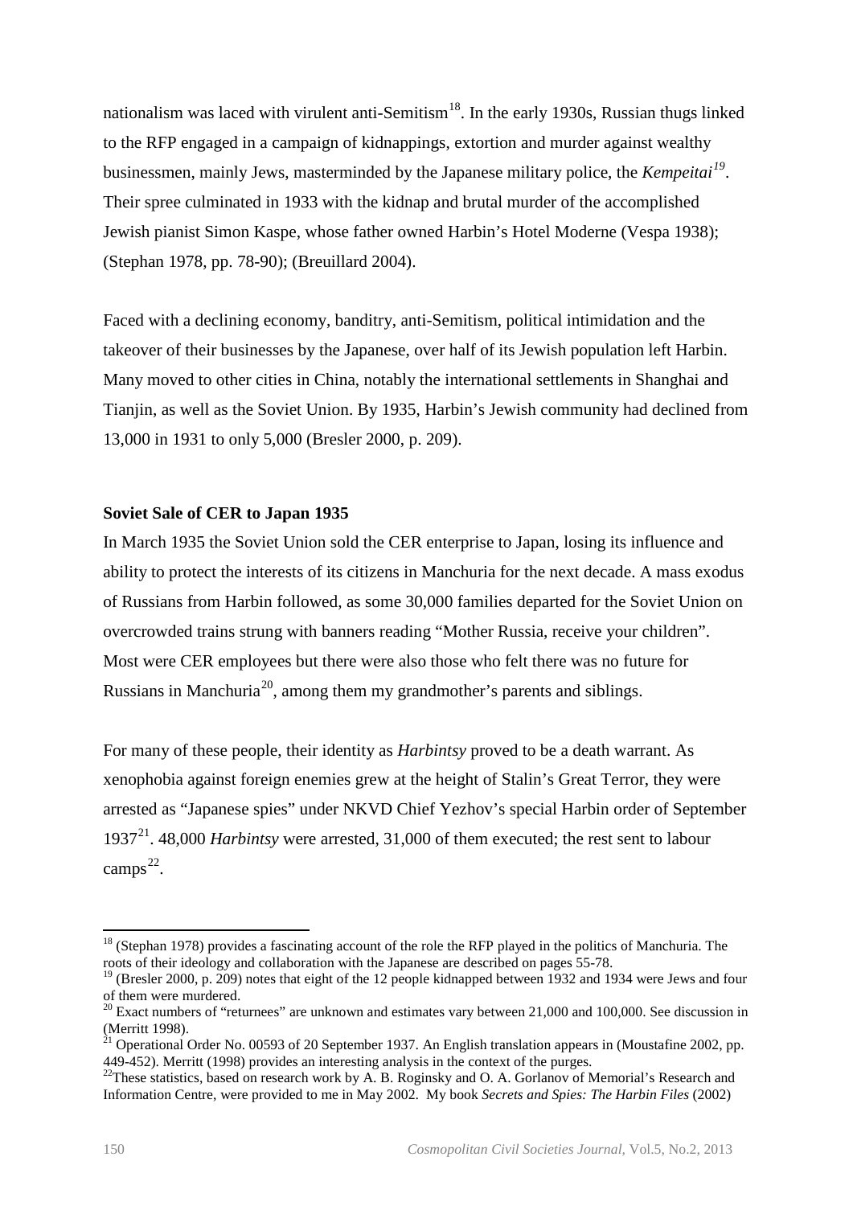nationalism was laced with virulent anti-Semitism[18]. In the early 1930s, Russian thugs linked to the RFP engaged in a campaign of kidnappings, extortion and murder against wealthy businessmen, mainly Jews, masterminded by the Japanese military police, the *Kempeitai*[19]. Their spree culminated in 1933 with the kidnap and brutal murder of the accomplished Jewish pianist Simon Kaspe, whose father owned Harbin's Hotel Moderne (Vespa 1938); (Stephan 1978, pp. 78-90); (Breuillard 2004).

Faced with a declining economy, banditry, anti-Semitism, political intimidation and the takeover of their businesses by the Japanese, over half of its Jewish population left Harbin. Many moved to other cities in China, notably the international settlements in Shanghai and Tianjin, as well as the Soviet Union. By 1935, Harbin's Jewish community had declined from 13,000 in 1931 to only 5,000 (Bresler 2000, p. 209).

**Soviet Sale of CER to Japan 1935**

In March 1935 the Soviet Union sold the CER enterprise to Japan, losing its influence and ability to protect the interests of its citizens in Manchuria for the next decade. A mass exodus of Russians from Harbin followed, as some 30,000 families departed for the Soviet Union on overcrowded trains strung with banners reading "Mother Russia, receive your children". Most were CER employees but there were also those who felt there was no future for Russians in Manchuria[20], among them my grandmother's parents and siblings.

For many of these people, their identity as *Harbintsy* proved to be a death warrant. As xenophobia against foreign enemies grew at the height of Stalin's Great Terror, they were arrested as "Japanese spies" under NKVD Chief Yezhov's special Harbin order of September 1937[21]. 48,000 *Harbintsy* were arrested, 31,000 of them executed; the rest sent to labour camps[22].

---

[18] (Stephan 1978) provides a fascinating account of the role the RFP played in the politics of Manchuria. The roots of their ideology and collaboration with the Japanese are described on pages 55-78.

[19] (Bresler 2000, p. 209) notes that eight of the 12 people kidnapped between 1932 and 1934 were Jews and four of them were murdered.

[20] Exact numbers of "returnees" are unknown and estimates vary between 21,000 and 100,000. See discussion in (Merritt 1998).

[21] Operational Order No. 00593 of 20 September 1937. An English translation appears in (Moustafine 2002, pp. 449-452). Merritt (1998) provides an interesting analysis in the context of the purges.

[22] These statistics, based on research work by A. B. Roginsky and O. A. Gorlanov of Memorial's Research and Information Centre, were provided to me in May 2002. My book *Secrets and Spies: The Harbin Files* (2002)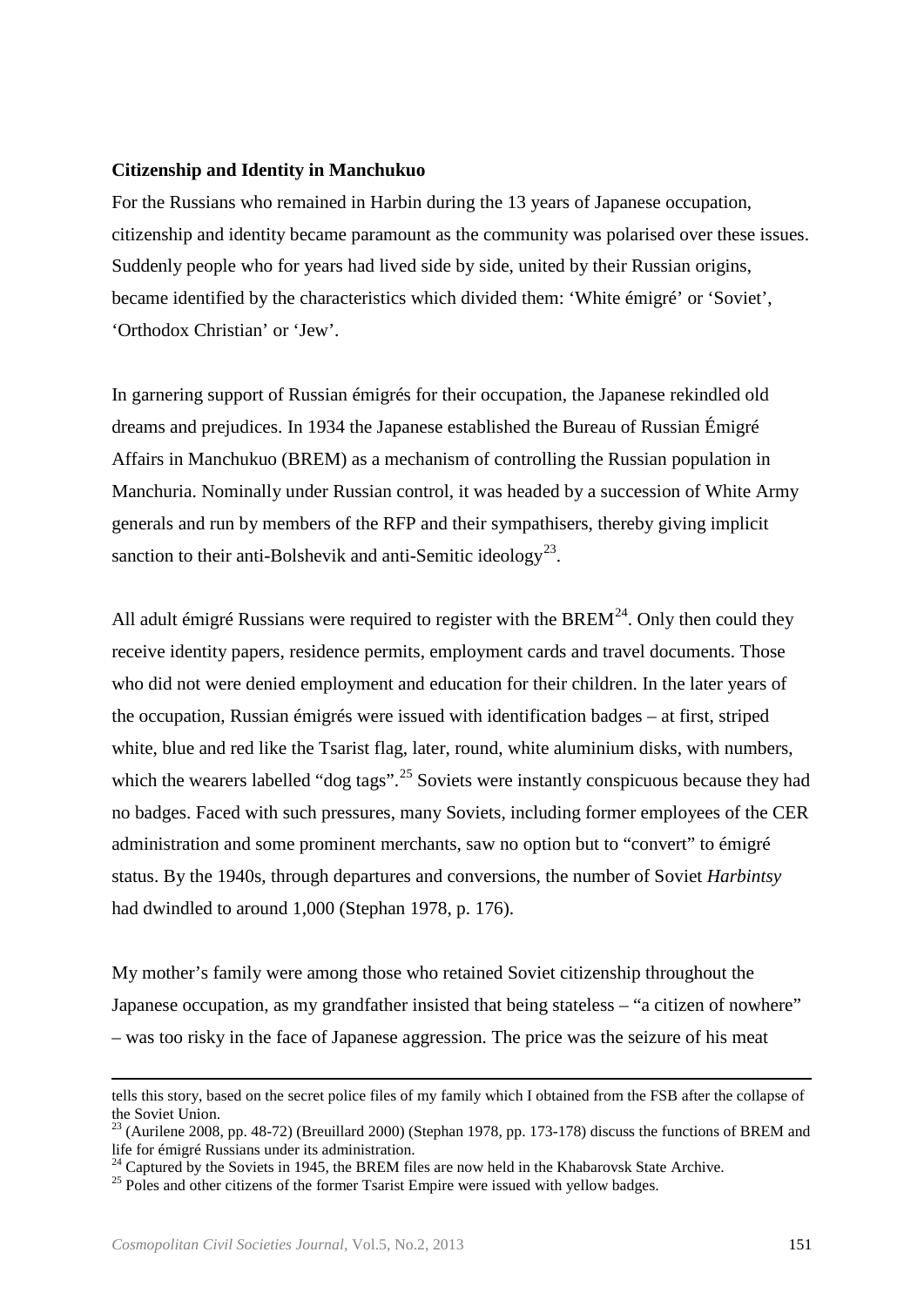**Citizenship and Identity in Manchukuo**

For the Russians who remained in Harbin during the 13 years of Japanese occupation, citizenship and identity became paramount as the community was polarised over these issues. Suddenly people who for years had lived side by side, united by their Russian origins, became identified by the characteristics which divided them: 'White émigré' or 'Soviet', 'Orthodox Christian' or 'Jew'.

In garnering support of Russian émigrés for their occupation, the Japanese rekindled old dreams and prejudices. In 1934 the Japanese established the Bureau of Russian Émigré Affairs in Manchukuo (BREM) as a mechanism of controlling the Russian population in Manchuria. Nominally under Russian control, it was headed by a succession of White Army generals and run by members of the RFP and their sympathisers, thereby giving implicit sanction to their anti-Bolshevik and anti-Semitic ideology[23].

All adult émigré Russians were required to register with the BREM[24]. Only then could they receive identity papers, residence permits, employment cards and travel documents. Those who did not were denied employment and education for their children. In the later years of the occupation, Russian émigrés were issued with identification badges – at first, striped white, blue and red like the Tsarist flag, later, round, white aluminium disks, with numbers, which the wearers labelled "dog tags".[25] Soviets were instantly conspicuous because they had no badges. Faced with such pressures, many Soviets, including former employees of the CER administration and some prominent merchants, saw no option but to "convert" to émigré status. By the 1940s, through departures and conversions, the number of Soviet *Harbintsy* had dwindled to around 1,000 (Stephan 1978, p. 176).

My mother's family were among those who retained Soviet citizenship throughout the Japanese occupation, as my grandfather insisted that being stateless – "a citizen of nowhere" – was too risky in the face of Japanese aggression. The price was the seizure of his meat

---

tells this story, based on the secret police files of my family which I obtained from the FSB after the collapse of the Soviet Union.

[23] (Aurilene 2008, pp. 48-72) (Breuillard 2000) (Stephan 1978, pp. 173-178) discuss the functions of BREM and life for émigré Russians under its administration.

[24] Captured by the Soviets in 1945, the BREM files are now held in the Khabarovsk State Archive.

[25] Poles and other citizens of the former Tsarist Empire were issued with yellow badges.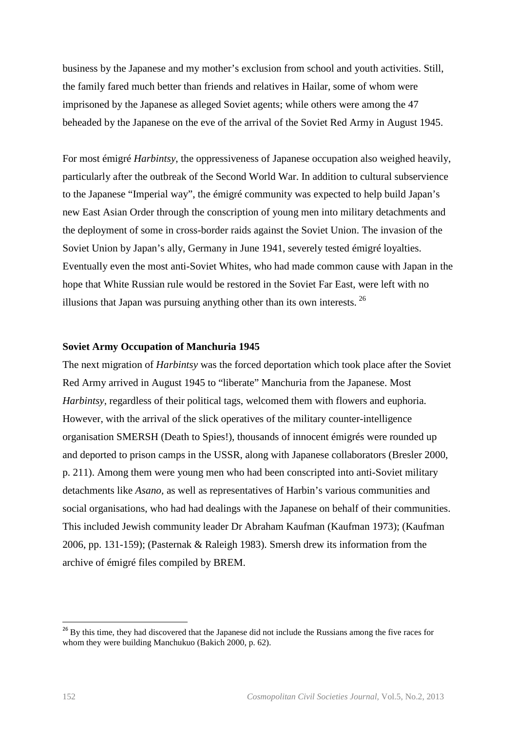business by the Japanese and my mother's exclusion from school and youth activities. Still, the family fared much better than friends and relatives in Hailar, some of whom were imprisoned by the Japanese as alleged Soviet agents; while others were among the 47 beheaded by the Japanese on the eve of the arrival of the Soviet Red Army in August 1945.

For most émigré *Harbintsy*, the oppressiveness of Japanese occupation also weighed heavily, particularly after the outbreak of the Second World War. In addition to cultural subservience to the Japanese "Imperial way", the émigré community was expected to help build Japan's new East Asian Order through the conscription of young men into military detachments and the deployment of some in cross-border raids against the Soviet Union. The invasion of the Soviet Union by Japan's ally, Germany in June 1941, severely tested émigré loyalties. Eventually even the most anti-Soviet Whites, who had made common cause with Japan in the hope that White Russian rule would be restored in the Soviet Far East, were left with no illusions that Japan was pursuing anything other than its own interests. [26]

**Soviet Army Occupation of Manchuria 1945**

The next migration of *Harbintsy* was the forced deportation which took place after the Soviet Red Army arrived in August 1945 to "liberate" Manchuria from the Japanese. Most *Harbintsy*, regardless of their political tags, welcomed them with flowers and euphoria. However, with the arrival of the slick operatives of the military counter-intelligence organisation SMERSH (Death to Spies!), thousands of innocent émigrés were rounded up and deported to prison camps in the USSR, along with Japanese collaborators (Bresler 2000, p. 211). Among them were young men who had been conscripted into anti-Soviet military detachments like *Asano,* as well as representatives of Harbin's various communities and social organisations, who had had dealings with the Japanese on behalf of their communities. This included Jewish community leader Dr Abraham Kaufman (Kaufman 1973); (Kaufman 2006, pp. 131-159); (Pasternak & Raleigh 1983). Smersh drew its information from the archive of émigré files compiled by BREM.

---

[26] By this time, they had discovered that the Japanese did not include the Russians among the five races for whom they were building Manchukuo (Bakich 2000, p. 62).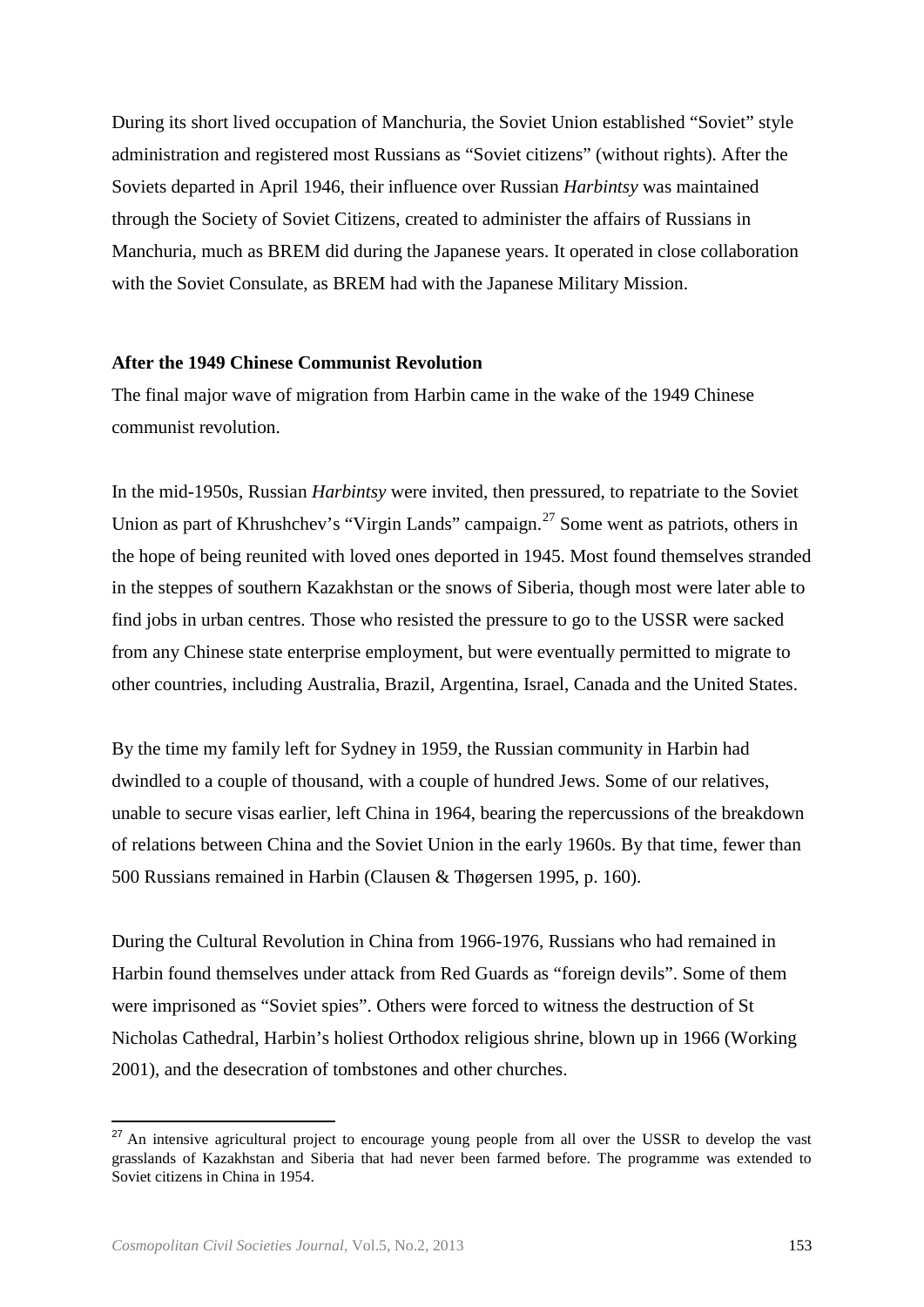During its short lived occupation of Manchuria, the Soviet Union established "Soviet" style administration and registered most Russians as "Soviet citizens" (without rights). After the Soviets departed in April 1946, their influence over Russian *Harbintsy* was maintained through the Society of Soviet Citizens, created to administer the affairs of Russians in Manchuria, much as BREM did during the Japanese years. It operated in close collaboration with the Soviet Consulate, as BREM had with the Japanese Military Mission.

**After the 1949 Chinese Communist Revolution**

The final major wave of migration from Harbin came in the wake of the 1949 Chinese communist revolution.

In the mid-1950s, Russian *Harbintsy* were invited, then pressured, to repatriate to the Soviet Union as part of Khrushchev's "Virgin Lands" campaign.[27] Some went as patriots, others in the hope of being reunited with loved ones deported in 1945. Most found themselves stranded in the steppes of southern Kazakhstan or the snows of Siberia, though most were later able to find jobs in urban centres. Those who resisted the pressure to go to the USSR were sacked from any Chinese state enterprise employment, but were eventually permitted to migrate to other countries, including Australia, Brazil, Argentina, Israel, Canada and the United States.

By the time my family left for Sydney in 1959, the Russian community in Harbin had dwindled to a couple of thousand, with a couple of hundred Jews. Some of our relatives, unable to secure visas earlier, left China in 1964, bearing the repercussions of the breakdown of relations between China and the Soviet Union in the early 1960s. By that time, fewer than 500 Russians remained in Harbin (Clausen & Thøgersen 1995, p. 160).

During the Cultural Revolution in China from 1966-1976, Russians who had remained in Harbin found themselves under attack from Red Guards as "foreign devils". Some of them were imprisoned as "Soviet spies". Others were forced to witness the destruction of St Nicholas Cathedral, Harbin's holiest Orthodox religious shrine, blown up in 1966 (Working 2001), and the desecration of tombstones and other churches.

[27] An intensive agricultural project to encourage young people from all over the USSR to develop the vast grasslands of Kazakhstan and Siberia that had never been farmed before. The programme was extended to Soviet citizens in China in 1954.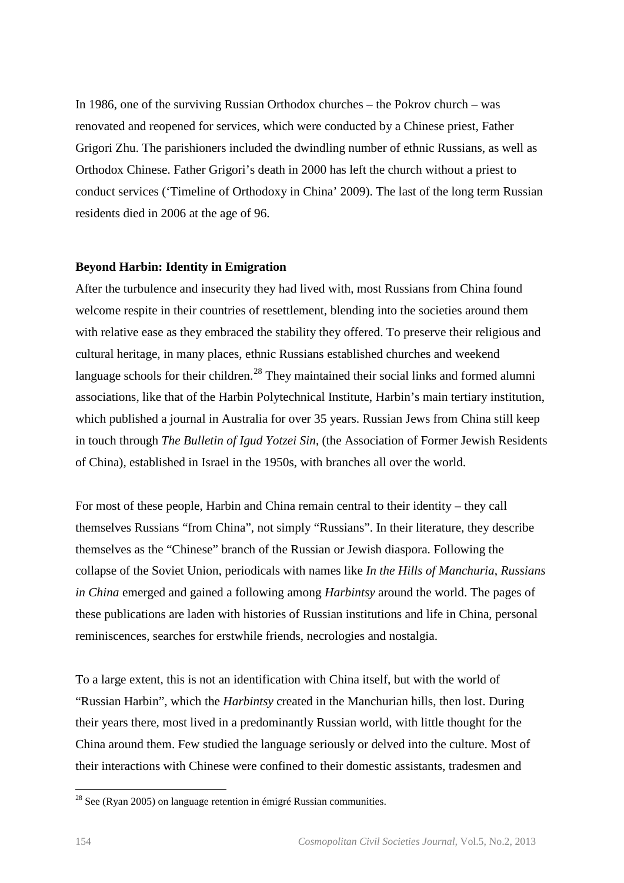In 1986, one of the surviving Russian Orthodox churches – the Pokrov church – was renovated and reopened for services, which were conducted by a Chinese priest, Father Grigori Zhu. The parishioners included the dwindling number of ethnic Russians, as well as Orthodox Chinese. Father Grigori's death in 2000 has left the church without a priest to conduct services ('Timeline of Orthodoxy in China' 2009). The last of the long term Russian residents died in 2006 at the age of 96.

**Beyond Harbin: Identity in Emigration**

After the turbulence and insecurity they had lived with, most Russians from China found welcome respite in their countries of resettlement, blending into the societies around them with relative ease as they embraced the stability they offered. To preserve their religious and cultural heritage, in many places, ethnic Russians established churches and weekend language schools for their children.[28] They maintained their social links and formed alumni associations, like that of the Harbin Polytechnical Institute, Harbin's main tertiary institution, which published a journal in Australia for over 35 years. Russian Jews from China still keep in touch through *The Bulletin of Igud Yotzei Sin*, (the Association of Former Jewish Residents of China), established in Israel in the 1950s, with branches all over the world.

For most of these people, Harbin and China remain central to their identity – they call themselves Russians "from China", not simply "Russians". In their literature, they describe themselves as the "Chinese" branch of the Russian or Jewish diaspora. Following the collapse of the Soviet Union, periodicals with names like *In the Hills of Manchuria*, *Russians in China* emerged and gained a following among *Harbintsy* around the world. The pages of these publications are laden with histories of Russian institutions and life in China, personal reminiscences, searches for erstwhile friends, necrologies and nostalgia.

To a large extent, this is not an identification with China itself, but with the world of "Russian Harbin", which the *Harbintsy* created in the Manchurian hills, then lost. During their years there, most lived in a predominantly Russian world, with little thought for the China around them. Few studied the language seriously or delved into the culture. Most of their interactions with Chinese were confined to their domestic assistants, tradesmen and

[28] See (Ryan 2005) on language retention in émigré Russian communities.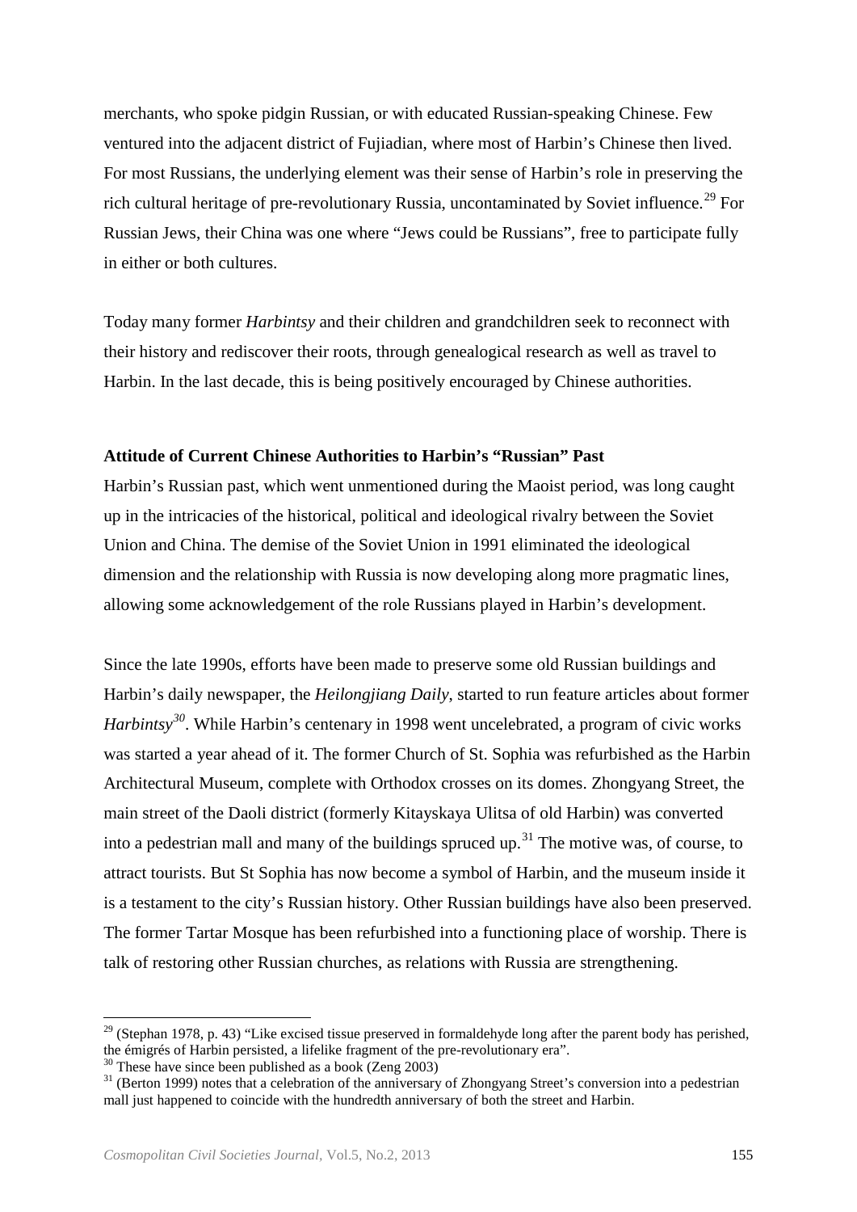merchants, who spoke pidgin Russian, or with educated Russian-speaking Chinese. Few ventured into the adjacent district of Fujiadian, where most of Harbin's Chinese then lived. For most Russians, the underlying element was their sense of Harbin's role in preserving the rich cultural heritage of pre-revolutionary Russia, uncontaminated by Soviet influence.[29] For Russian Jews, their China was one where "Jews could be Russians", free to participate fully in either or both cultures.

Today many former *Harbintsy* and their children and grandchildren seek to reconnect with their history and rediscover their roots, through genealogical research as well as travel to Harbin. In the last decade, this is being positively encouraged by Chinese authorities.

**Attitude of Current Chinese Authorities to Harbin's "Russian" Past**

Harbin's Russian past, which went unmentioned during the Maoist period, was long caught up in the intricacies of the historical, political and ideological rivalry between the Soviet Union and China. The demise of the Soviet Union in 1991 eliminated the ideological dimension and the relationship with Russia is now developing along more pragmatic lines, allowing some acknowledgement of the role Russians played in Harbin's development.

Since the late 1990s, efforts have been made to preserve some old Russian buildings and Harbin's daily newspaper, the *Heilongjiang Daily*, started to run feature articles about former *Harbintsy*[30]. While Harbin's centenary in 1998 went uncelebrated, a program of civic works was started a year ahead of it. The former Church of St. Sophia was refurbished as the Harbin Architectural Museum, complete with Orthodox crosses on its domes. Zhongyang Street, the main street of the Daoli district (formerly Kitayskaya Ulitsa of old Harbin) was converted into a pedestrian mall and many of the buildings spruced up.[31] The motive was, of course, to attract tourists. But St Sophia has now become a symbol of Harbin, and the museum inside it is a testament to the city's Russian history. Other Russian buildings have also been preserved. The former Tartar Mosque has been refurbished into a functioning place of worship. There is talk of restoring other Russian churches, as relations with Russia are strengthening.

---

[29] (Stephan 1978, p. 43) "Like excised tissue preserved in formaldehyde long after the parent body has perished, the émigrés of Harbin persisted, a lifelike fragment of the pre-revolutionary era".

[30] These have since been published as a book (Zeng 2003)

[31] (Berton 1999) notes that a celebration of the anniversary of Zhongyang Street's conversion into a pedestrian mall just happened to coincide with the hundredth anniversary of both the street and Harbin.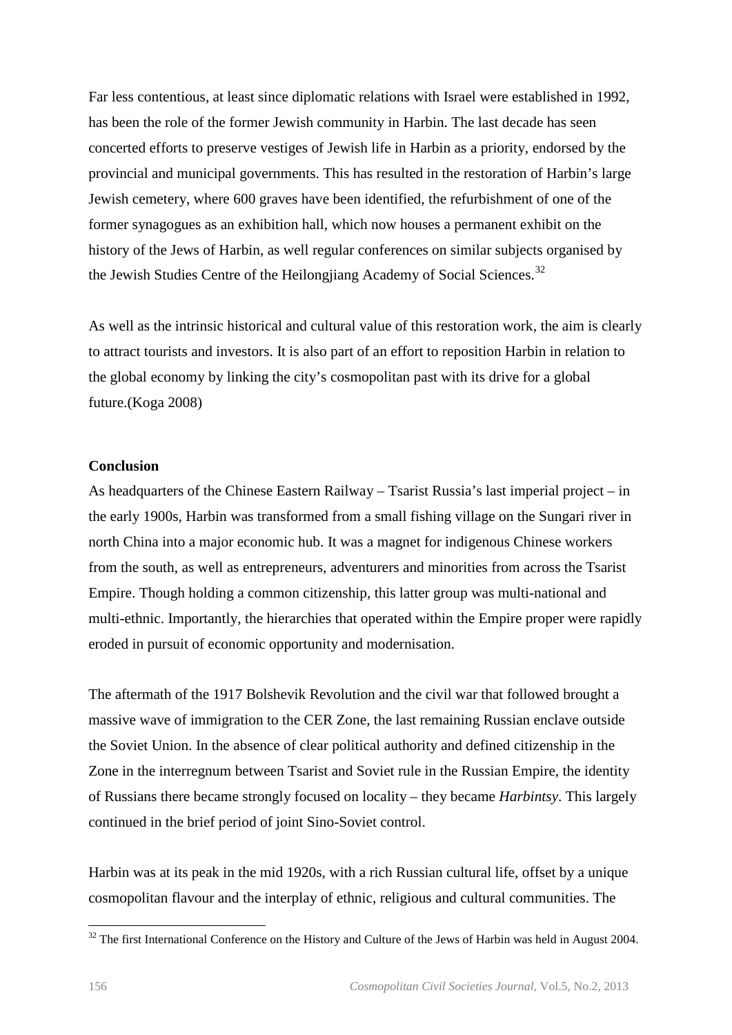Far less contentious, at least since diplomatic relations with Israel were established in 1992, has been the role of the former Jewish community in Harbin. The last decade has seen concerted efforts to preserve vestiges of Jewish life in Harbin as a priority, endorsed by the provincial and municipal governments. This has resulted in the restoration of Harbin's large Jewish cemetery, where 600 graves have been identified, the refurbishment of one of the former synagogues as an exhibition hall, which now houses a permanent exhibit on the history of the Jews of Harbin, as well regular conferences on similar subjects organised by the Jewish Studies Centre of the Heilongjiang Academy of Social Sciences.[32]

As well as the intrinsic historical and cultural value of this restoration work, the aim is clearly to attract tourists and investors. It is also part of an effort to reposition Harbin in relation to the global economy by linking the city's cosmopolitan past with its drive for a global future.(Koga 2008)

**Conclusion**

As headquarters of the Chinese Eastern Railway – Tsarist Russia's last imperial project – in the early 1900s, Harbin was transformed from a small fishing village on the Sungari river in north China into a major economic hub. It was a magnet for indigenous Chinese workers from the south, as well as entrepreneurs, adventurers and minorities from across the Tsarist Empire. Though holding a common citizenship, this latter group was multi-national and multi-ethnic. Importantly, the hierarchies that operated within the Empire proper were rapidly eroded in pursuit of economic opportunity and modernisation.

The aftermath of the 1917 Bolshevik Revolution and the civil war that followed brought a massive wave of immigration to the CER Zone, the last remaining Russian enclave outside the Soviet Union. In the absence of clear political authority and defined citizenship in the Zone in the interregnum between Tsarist and Soviet rule in the Russian Empire, the identity of Russians there became strongly focused on locality – they became *Harbintsy*. This largely continued in the brief period of joint Sino-Soviet control.

Harbin was at its peak in the mid 1920s, with a rich Russian cultural life, offset by a unique cosmopolitan flavour and the interplay of ethnic, religious and cultural communities. The

[32] The first International Conference on the History and Culture of the Jews of Harbin was held in August 2004.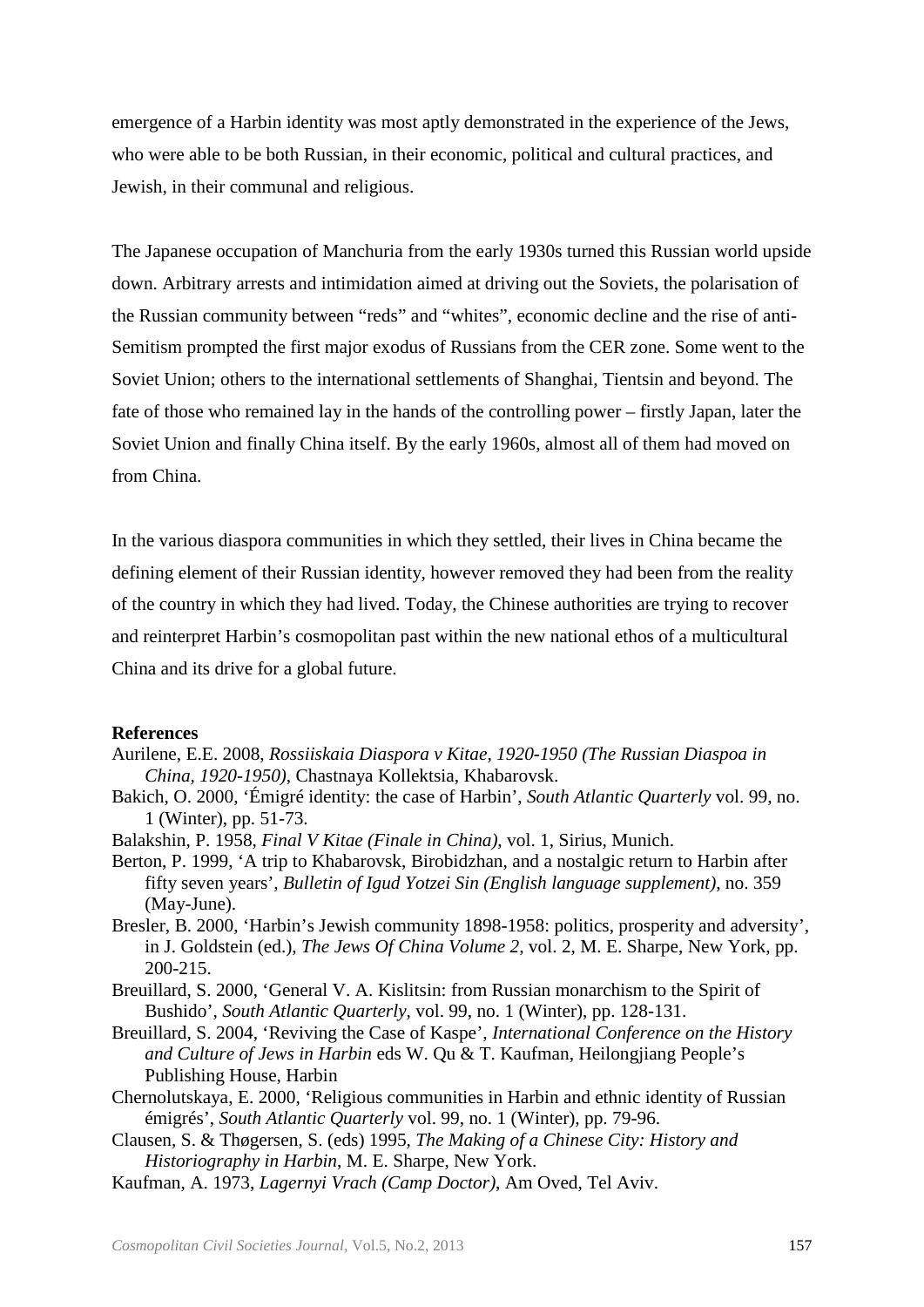emergence of a Harbin identity was most aptly demonstrated in the experience of the Jews, who were able to be both Russian, in their economic, political and cultural practices, and Jewish, in their communal and religious.

The Japanese occupation of Manchuria from the early 1930s turned this Russian world upside down. Arbitrary arrests and intimidation aimed at driving out the Soviets, the polarisation of the Russian community between "reds" and "whites", economic decline and the rise of anti-Semitism prompted the first major exodus of Russians from the CER zone. Some went to the Soviet Union; others to the international settlements of Shanghai, Tientsin and beyond. The fate of those who remained lay in the hands of the controlling power – firstly Japan, later the Soviet Union and finally China itself. By the early 1960s, almost all of them had moved on from China.

In the various diaspora communities in which they settled, their lives in China became the defining element of their Russian identity, however removed they had been from the reality of the country in which they had lived. Today, the Chinese authorities are trying to recover and reinterpret Harbin's cosmopolitan past within the new national ethos of a multicultural China and its drive for a global future.

**References**

Aurilene, E.E. 2008, *Rossiiskaia Diaspora v Kitae, 1920-1950 (The Russian Diaspoa in China, 1920-1950)*, Chastnaya Kollektsia, Khabarovsk.

Bakich, O. 2000, 'Émigré identity: the case of Harbin', *South Atlantic Quarterly* vol. 99, no. 1 (Winter), pp. 51-73.

Balakshin, P. 1958, *Final V Kitae (Finale in China)*, vol. 1, Sirius, Munich.

Berton, P. 1999, 'A trip to Khabarovsk, Birobidzhan, and a nostalgic return to Harbin after fifty seven years', *Bulletin of Igud Yotzei Sin (English language supplement)*, no. 359 (May-June).

Bresler, B. 2000, 'Harbin's Jewish community 1898-1958: politics, prosperity and adversity', in J. Goldstein (ed.), *The Jews Of China Volume 2*, vol. 2, M. E. Sharpe, New York, pp. 200-215.

Breuillard, S. 2000, 'General V. A. Kislitsin: from Russian monarchism to the Spirit of Bushido', *South Atlantic Quarterly*, vol. 99, no. 1 (Winter), pp. 128-131.

Breuillard, S. 2004, 'Reviving the Case of Kaspe', *International Conference on the History and Culture of Jews in Harbin* eds W. Qu & T. Kaufman, Heilongjiang People's Publishing House, Harbin

Chernolutskaya, E. 2000, 'Religious communities in Harbin and ethnic identity of Russian émigrés', *South Atlantic Quarterly* vol. 99, no. 1 (Winter), pp. 79-96.

Clausen, S. & Thøgersen, S. (eds) 1995, *The Making of a Chinese City: History and Historiography in Harbin*, M. E. Sharpe, New York.

Kaufman, A. 1973, *Lagernyi Vrach (Camp Doctor)*, Am Oved, Tel Aviv.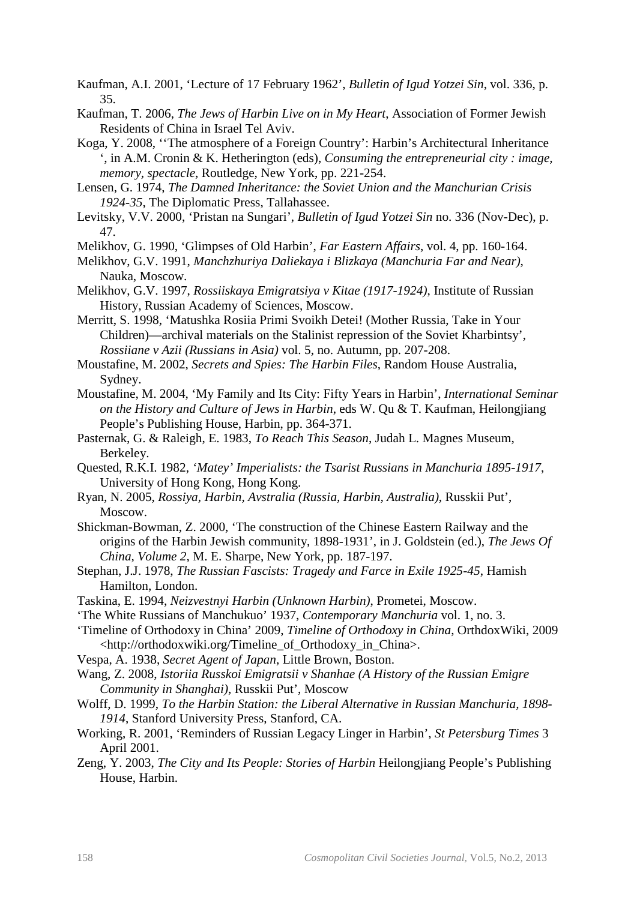Kaufman, A.I. 2001, 'Lecture of 17 February 1962', *Bulletin of Igud Yotzei Sin*, vol. 336, p. 35.

Kaufman, T. 2006, *The Jews of Harbin Live on in My Heart*, Association of Former Jewish Residents of China in Israel Tel Aviv.

Koga, Y. 2008, ''The atmosphere of a Foreign Country': Harbin's Architectural Inheritance ', in A.M. Cronin & K. Hetherington (eds), *Consuming the entrepreneurial city : image, memory, spectacle*, Routledge, New York, pp. 221-254.

Lensen, G. 1974, *The Damned Inheritance: the Soviet Union and the Manchurian Crisis 1924-35*, The Diplomatic Press, Tallahassee.

Levitsky, V.V. 2000, 'Pristan na Sungari', *Bulletin of Igud Yotzei Sin* no. 336 (Nov-Dec), p. 47.

Melikhov, G. 1990, 'Glimpses of Old Harbin', *Far Eastern Affairs*, vol. 4, pp. 160-164.

Melikhov, G.V. 1991, *Manchzhuriya Daliekaya i Blizkaya (Manchuria Far and Near)*, Nauka, Moscow.

Melikhov, G.V. 1997, *Rossiiskaya Emigratsiya v Kitae (1917-1924)*, Institute of Russian History, Russian Academy of Sciences, Moscow.

Merritt, S. 1998, 'Matushka Rosiia Primi Svoikh Detei! (Mother Russia, Take in Your Children)—archival materials on the Stalinist repression of the Soviet Kharbintsy', *Rossiiane v Azii (Russians in Asia)* vol. 5, no. Autumn, pp. 207-208.

Moustafine, M. 2002, *Secrets and Spies: The Harbin Files*, Random House Australia, Sydney.

Moustafine, M. 2004, 'My Family and Its City: Fifty Years in Harbin', *International Seminar on the History and Culture of Jews in Harbin*, eds W. Qu & T. Kaufman, Heilongjiang People's Publishing House, Harbin, pp. 364-371.

Pasternak, G. & Raleigh, E. 1983, *To Reach This Season*, Judah L. Magnes Museum, Berkeley.

Quested, R.K.I. 1982, *'Matey' Imperialists: the Tsarist Russians in Manchuria 1895-1917*, University of Hong Kong, Hong Kong.

Ryan, N. 2005, *Rossiya, Harbin, Avstralia (Russia, Harbin, Australia)*, Russkii Put', Moscow.

Shickman-Bowman, Z. 2000, 'The construction of the Chinese Eastern Railway and the origins of the Harbin Jewish community, 1898-1931', in J. Goldstein (ed.), *The Jews Of China, Volume 2*, M. E. Sharpe, New York, pp. 187-197.

Stephan, J.J. 1978, *The Russian Fascists: Tragedy and Farce in Exile 1925-45*, Hamish Hamilton, London.

Taskina, E. 1994, *Neizvestnyi Harbin (Unknown Harbin)*, Prometei, Moscow.

'The White Russians of Manchukuo' 1937, *Contemporary Manchuria* vol. 1, no. 3.

'Timeline of Orthodoxy in China' 2009, *Timeline of Orthodoxy in China*, OrthdoxWiki, 2009 <http://orthodoxwiki.org/Timeline_of_Orthodoxy_in_China>.

Vespa, A. 1938, *Secret Agent of Japan*, Little Brown, Boston.

Wang, Z. 2008, *Istoriia Russkoi Emigratsii v Shanhae (A History of the Russian Emigre Community in Shanghai)*, Russkii Put', Moscow

Wolff, D. 1999, *To the Harbin Station: the Liberal Alternative in Russian Manchuria, 1898-1914*, Stanford University Press, Stanford, CA.

Working, R. 2001, 'Reminders of Russian Legacy Linger in Harbin', *St Petersburg Times* 3 April 2001.

Zeng, Y. 2003, *The City and Its People: Stories of Harbin* Heilongjiang People's Publishing House, Harbin.